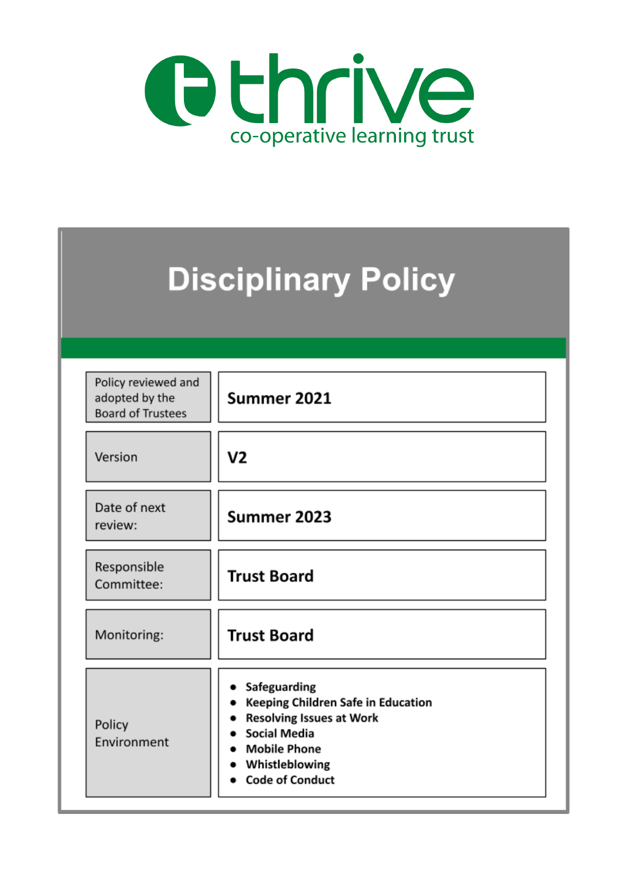thrive
co-operative learning trust

# Disciplinary Policy

| | |
|---|---|
| Policy reviewed and adopted by the Board of Trustees | **Summer 2021** |
| Version | **V2** |
| Date of next review: | **Summer 2023** |
| Responsible Committee: | **Trust Board** |
| Monitoring: | **Trust Board** |
| Policy Environment | • **Safeguarding**<br>• **Keeping Children Safe in Education**<br>• **Resolving Issues at Work**<br>• **Social Media**<br>• **Mobile Phone**<br>• **Whistleblowing**<br>• **Code of Conduct** |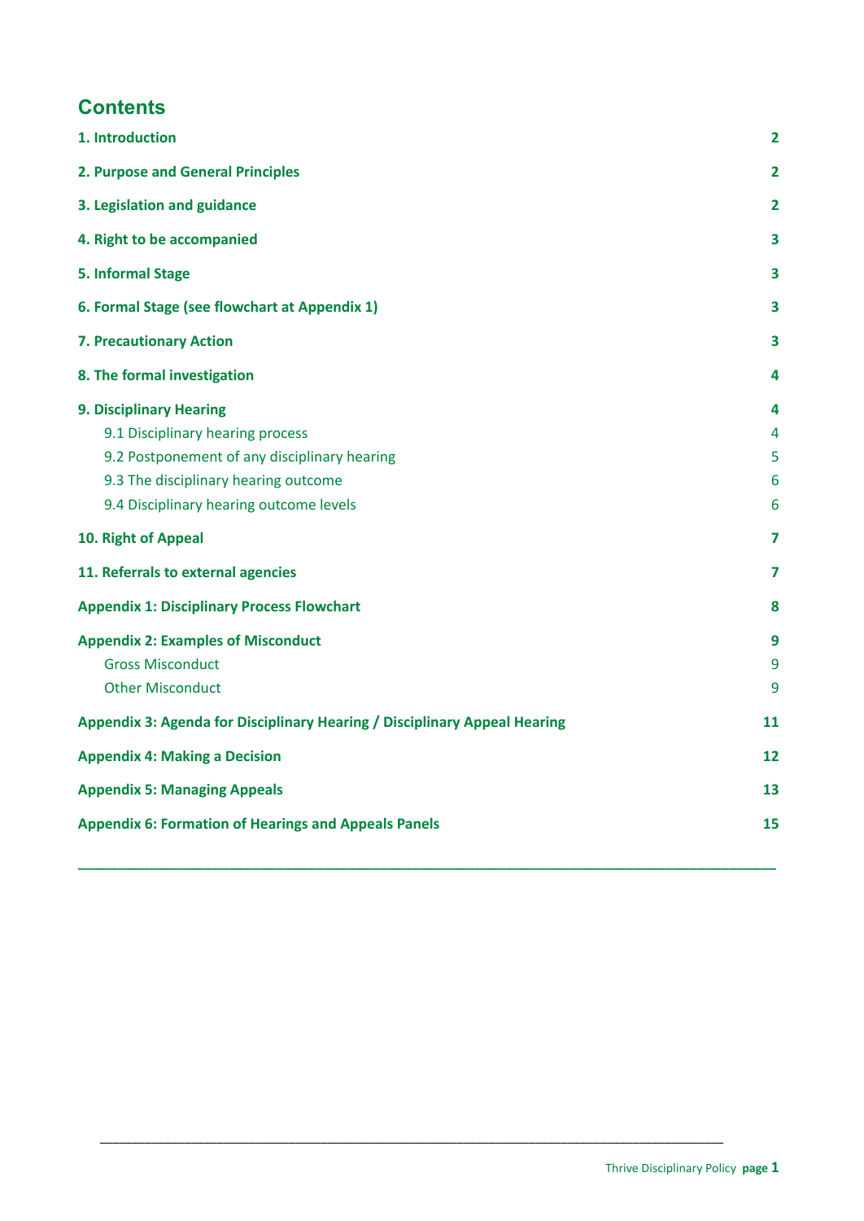## Contents

| | |
|---|---|
| **1. Introduction** | **2** |
| **2. Purpose and General Principles** | **2** |
| **3. Legislation and guidance** | **2** |
| **4. Right to be accompanied** | **3** |
| **5. Informal Stage** | **3** |
| **6. Formal Stage (see flowchart at Appendix 1)** | **3** |
| **7. Precautionary Action** | **3** |
| **8. The formal investigation** | **4** |
| **9. Disciplinary Hearing** | **4** |
| 9.1 Disciplinary hearing process | 4 |
| 9.2 Postponement of any disciplinary hearing | 5 |
| 9.3 The disciplinary hearing outcome | 6 |
| 9.4 Disciplinary hearing outcome levels | 6 |
| **10. Right of Appeal** | **7** |
| **11. Referrals to external agencies** | **7** |
| **Appendix 1: Disciplinary Process Flowchart** | **8** |
| **Appendix 2: Examples of Misconduct** | **9** |
| Gross Misconduct | 9 |
| Other Misconduct | 9 |
| **Appendix 3: Agenda for Disciplinary Hearing / Disciplinary Appeal Hearing** | **11** |
| **Appendix 4: Making a Decision** | **12** |
| **Appendix 5: Managing Appeals** | **13** |
| **Appendix 6: Formation of Hearings and Appeals Panels** | **15** |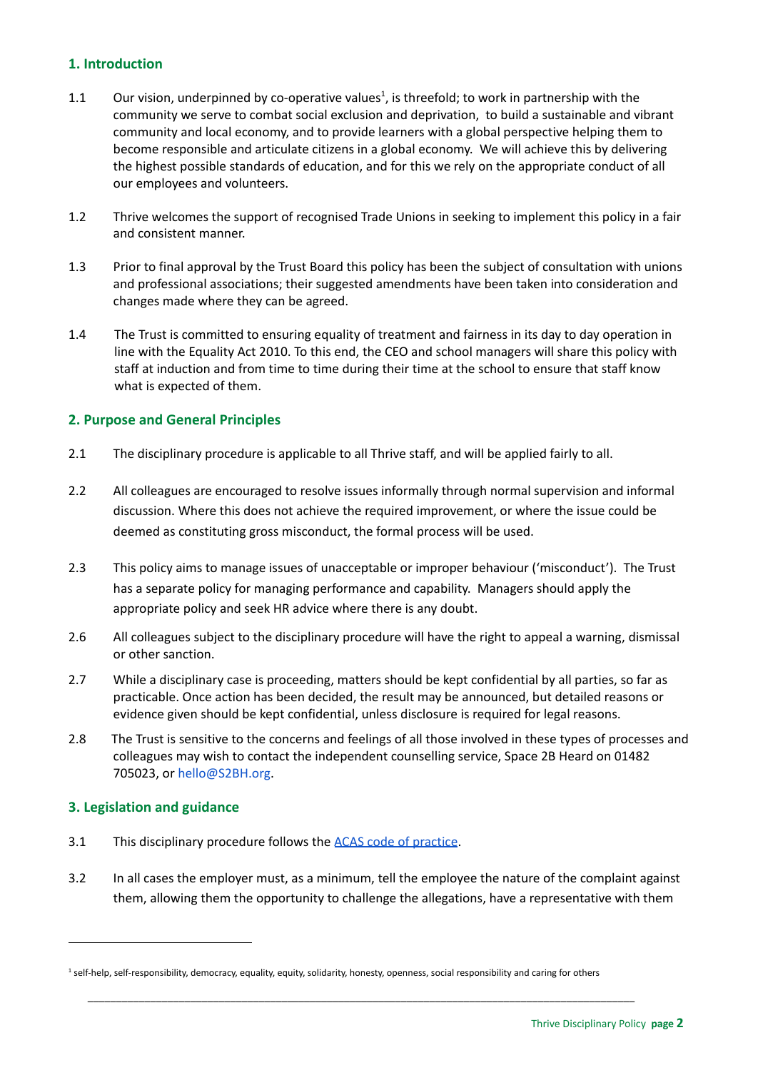## 1. Introduction

1.1 Our vision, underpinned by co-operative values[1], is threefold; to work in partnership with the community we serve to combat social exclusion and deprivation, to build a sustainable and vibrant community and local economy, and to provide learners with a global perspective helping them to become responsible and articulate citizens in a global economy. We will achieve this by delivering the highest possible standards of education, and for this we rely on the appropriate conduct of all our employees and volunteers.

1.2 Thrive welcomes the support of recognised Trade Unions in seeking to implement this policy in a fair and consistent manner.

1.3 Prior to final approval by the Trust Board this policy has been the subject of consultation with unions and professional associations; their suggested amendments have been taken into consideration and changes made where they can be agreed.

1.4 The Trust is committed to ensuring equality of treatment and fairness in its day to day operation in line with the Equality Act 2010. To this end, the CEO and school managers will share this policy with staff at induction and from time to time during their time at the school to ensure that staff know what is expected of them.

## 2. Purpose and General Principles

2.1 The disciplinary procedure is applicable to all Thrive staff, and will be applied fairly to all.

2.2 All colleagues are encouraged to resolve issues informally through normal supervision and informal discussion. Where this does not achieve the required improvement, or where the issue could be deemed as constituting gross misconduct, the formal process will be used.

2.3 This policy aims to manage issues of unacceptable or improper behaviour ('misconduct'). The Trust has a separate policy for managing performance and capability. Managers should apply the appropriate policy and seek HR advice where there is any doubt.

2.6 All colleagues subject to the disciplinary procedure will have the right to appeal a warning, dismissal or other sanction.

2.7 While a disciplinary case is proceeding, matters should be kept confidential by all parties, so far as practicable. Once action has been decided, the result may be announced, but detailed reasons or evidence given should be kept confidential, unless disclosure is required for legal reasons.

2.8 The Trust is sensitive to the concerns and feelings of all those involved in these types of processes and colleagues may wish to contact the independent counselling service, Space 2B Heard on 01482 705023, or hello@S2BH.org.

## 3. Legislation and guidance

3.1 This disciplinary procedure follows the [ACAS code of practice](ACAS code of practice).

3.2 In all cases the employer must, as a minimum, tell the employee the nature of the complaint against them, allowing them the opportunity to challenge the allegations, have a representative with them

---

[1] self-help, self-responsibility, democracy, equality, equity, solidarity, honesty, openness, social responsibility and caring for others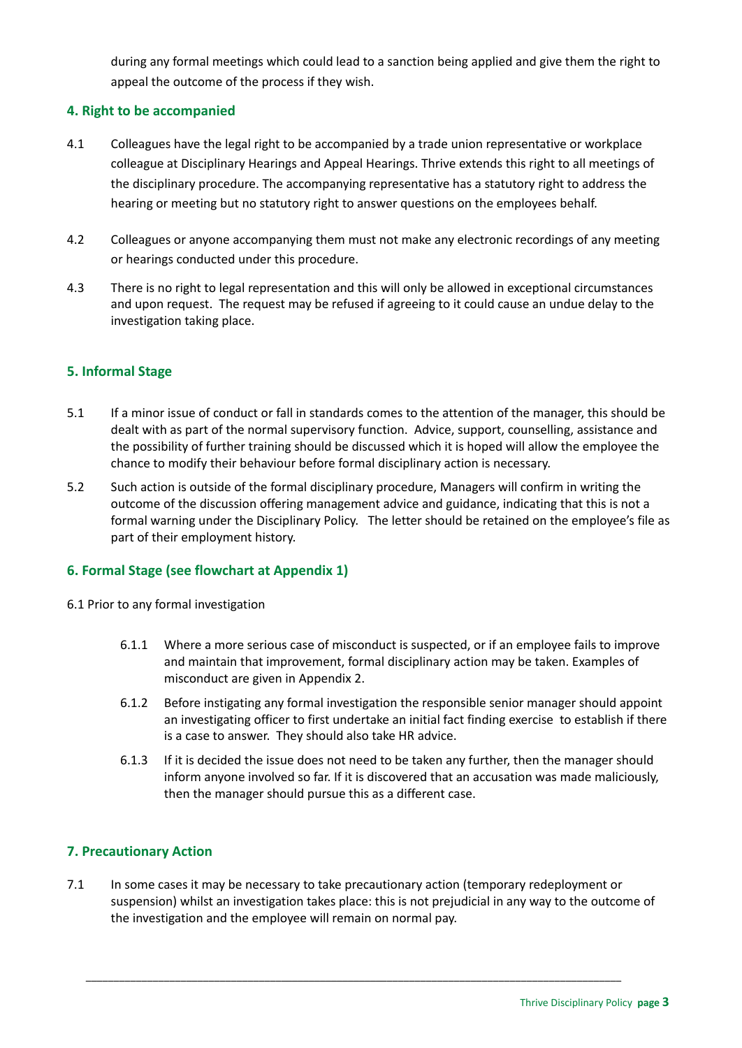during any formal meetings which could lead to a sanction being applied and give them the right to appeal the outcome of the process if they wish.

## 4. Right to be accompanied

4.1 Colleagues have the legal right to be accompanied by a trade union representative or workplace colleague at Disciplinary Hearings and Appeal Hearings. Thrive extends this right to all meetings of the disciplinary procedure. The accompanying representative has a statutory right to address the hearing or meeting but no statutory right to answer questions on the employees behalf.

4.2 Colleagues or anyone accompanying them must not make any electronic recordings of any meeting or hearings conducted under this procedure.

4.3 There is no right to legal representation and this will only be allowed in exceptional circumstances and upon request. The request may be refused if agreeing to it could cause an undue delay to the investigation taking place.

## 5. Informal Stage

5.1 If a minor issue of conduct or fall in standards comes to the attention of the manager, this should be dealt with as part of the normal supervisory function. Advice, support, counselling, assistance and the possibility of further training should be discussed which it is hoped will allow the employee the chance to modify their behaviour before formal disciplinary action is necessary.

5.2 Such action is outside of the formal disciplinary procedure, Managers will confirm in writing the outcome of the discussion offering management advice and guidance, indicating that this is not a formal warning under the Disciplinary Policy. The letter should be retained on the employee's file as part of their employment history.

## 6. Formal Stage (see flowchart at Appendix 1)

6.1 Prior to any formal investigation

6.1.1 Where a more serious case of misconduct is suspected, or if an employee fails to improve and maintain that improvement, formal disciplinary action may be taken. Examples of misconduct are given in Appendix 2.

6.1.2 Before instigating any formal investigation the responsible senior manager should appoint an investigating officer to first undertake an initial fact finding exercise to establish if there is a case to answer. They should also take HR advice.

6.1.3 If it is decided the issue does not need to be taken any further, then the manager should inform anyone involved so far. If it is discovered that an accusation was made maliciously, then the manager should pursue this as a different case.

## 7. Precautionary Action

7.1 In some cases it may be necessary to take precautionary action (temporary redeployment or suspension) whilst an investigation takes place: this is not prejudicial in any way to the outcome of the investigation and the employee will remain on normal pay.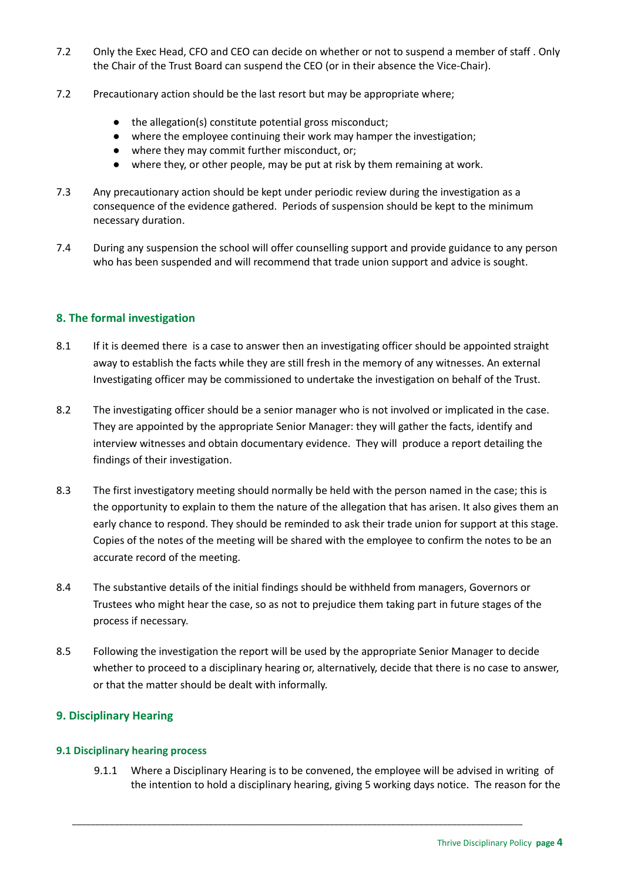7.2 Only the Exec Head, CFO and CEO can decide on whether or not to suspend a member of staff . Only the Chair of the Trust Board can suspend the CEO (or in their absence the Vice-Chair).

7.2 Precautionary action should be the last resort but may be appropriate where;

- the allegation(s) constitute potential gross misconduct;
- where the employee continuing their work may hamper the investigation;
- where they may commit further misconduct, or;
- where they, or other people, may be put at risk by them remaining at work.

7.3 Any precautionary action should be kept under periodic review during the investigation as a consequence of the evidence gathered. Periods of suspension should be kept to the minimum necessary duration.

7.4 During any suspension the school will offer counselling support and provide guidance to any person who has been suspended and will recommend that trade union support and advice is sought.

## 8. The formal investigation

8.1 If it is deemed there is a case to answer then an investigating officer should be appointed straight away to establish the facts while they are still fresh in the memory of any witnesses. An external Investigating officer may be commissioned to undertake the investigation on behalf of the Trust.

8.2 The investigating officer should be a senior manager who is not involved or implicated in the case. They are appointed by the appropriate Senior Manager: they will gather the facts, identify and interview witnesses and obtain documentary evidence. They will produce a report detailing the findings of their investigation.

8.3 The first investigatory meeting should normally be held with the person named in the case; this is the opportunity to explain to them the nature of the allegation that has arisen. It also gives them an early chance to respond. They should be reminded to ask their trade union for support at this stage. Copies of the notes of the meeting will be shared with the employee to confirm the notes to be an accurate record of the meeting.

8.4 The substantive details of the initial findings should be withheld from managers, Governors or Trustees who might hear the case, so as not to prejudice them taking part in future stages of the process if necessary.

8.5 Following the investigation the report will be used by the appropriate Senior Manager to decide whether to proceed to a disciplinary hearing or, alternatively, decide that there is no case to answer, or that the matter should be dealt with informally.

## 9. Disciplinary Hearing

### 9.1 Disciplinary hearing process

9.1.1 Where a Disciplinary Hearing is to be convened, the employee will be advised in writing of the intention to hold a disciplinary hearing, giving 5 working days notice. The reason for the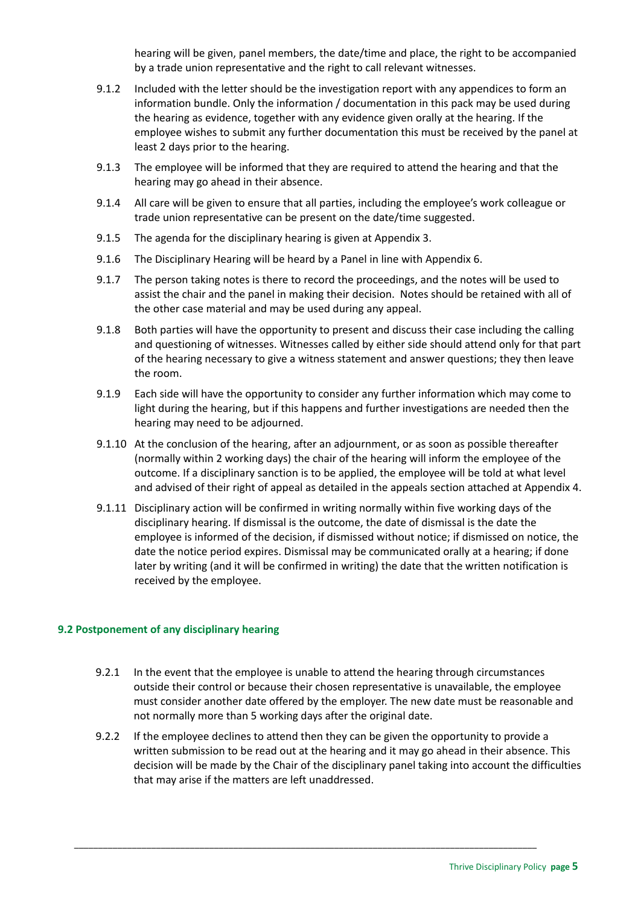hearing will be given, panel members, the date/time and place, the right to be accompanied by a trade union representative and the right to call relevant witnesses.

9.1.2 Included with the letter should be the investigation report with any appendices to form an information bundle. Only the information / documentation in this pack may be used during the hearing as evidence, together with any evidence given orally at the hearing. If the employee wishes to submit any further documentation this must be received by the panel at least 2 days prior to the hearing.

9.1.3 The employee will be informed that they are required to attend the hearing and that the hearing may go ahead in their absence.

9.1.4 All care will be given to ensure that all parties, including the employee's work colleague or trade union representative can be present on the date/time suggested.

9.1.5 The agenda for the disciplinary hearing is given at Appendix 3.

9.1.6 The Disciplinary Hearing will be heard by a Panel in line with Appendix 6.

9.1.7 The person taking notes is there to record the proceedings, and the notes will be used to assist the chair and the panel in making their decision. Notes should be retained with all of the other case material and may be used during any appeal.

9.1.8 Both parties will have the opportunity to present and discuss their case including the calling and questioning of witnesses. Witnesses called by either side should attend only for that part of the hearing necessary to give a witness statement and answer questions; they then leave the room.

9.1.9 Each side will have the opportunity to consider any further information which may come to light during the hearing, but if this happens and further investigations are needed then the hearing may need to be adjourned.

9.1.10 At the conclusion of the hearing, after an adjournment, or as soon as possible thereafter (normally within 2 working days) the chair of the hearing will inform the employee of the outcome. If a disciplinary sanction is to be applied, the employee will be told at what level and advised of their right of appeal as detailed in the appeals section attached at Appendix 4.

9.1.11 Disciplinary action will be confirmed in writing normally within five working days of the disciplinary hearing. If dismissal is the outcome, the date of dismissal is the date the employee is informed of the decision, if dismissed without notice; if dismissed on notice, the date the notice period expires. Dismissal may be communicated orally at a hearing; if done later by writing (and it will be confirmed in writing) the date that the written notification is received by the employee.

### 9.2 Postponement of any disciplinary hearing

9.2.1 In the event that the employee is unable to attend the hearing through circumstances outside their control or because their chosen representative is unavailable, the employee must consider another date offered by the employer. The new date must be reasonable and not normally more than 5 working days after the original date.

9.2.2 If the employee declines to attend then they can be given the opportunity to provide a written submission to be read out at the hearing and it may go ahead in their absence. This decision will be made by the Chair of the disciplinary panel taking into account the difficulties that may arise if the matters are left unaddressed.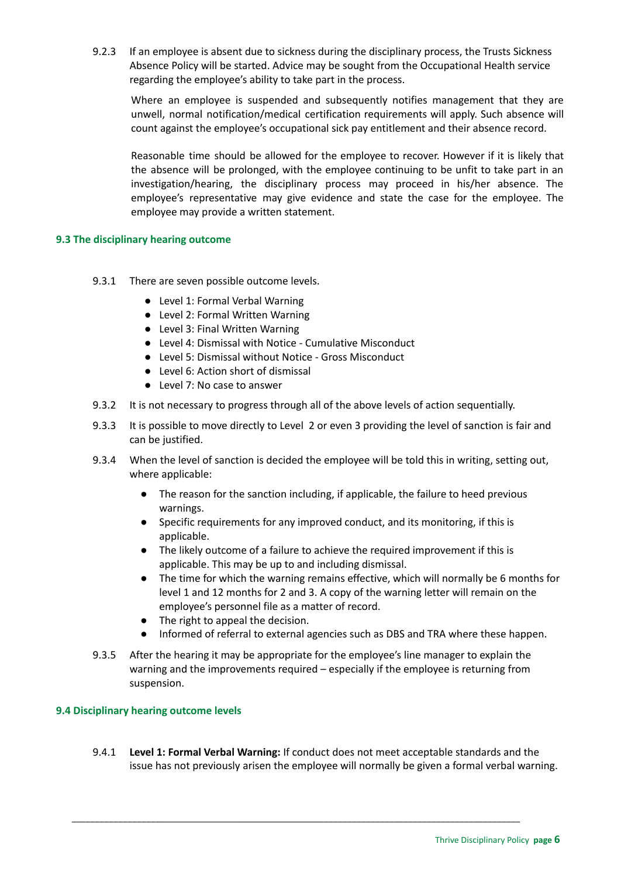9.2.3 If an employee is absent due to sickness during the disciplinary process, the Trusts Sickness Absence Policy will be started. Advice may be sought from the Occupational Health service regarding the employee's ability to take part in the process.

Where an employee is suspended and subsequently notifies management that they are unwell, normal notification/medical certification requirements will apply. Such absence will count against the employee's occupational sick pay entitlement and their absence record.

Reasonable time should be allowed for the employee to recover. However if it is likely that the absence will be prolonged, with the employee continuing to be unfit to take part in an investigation/hearing, the disciplinary process may proceed in his/her absence. The employee's representative may give evidence and state the case for the employee. The employee may provide a written statement.

### 9.3 The disciplinary hearing outcome

9.3.1 There are seven possible outcome levels.

- Level 1: Formal Verbal Warning
- Level 2: Formal Written Warning
- Level 3: Final Written Warning
- Level 4: Dismissal with Notice - Cumulative Misconduct
- Level 5: Dismissal without Notice - Gross Misconduct
- Level 6: Action short of dismissal
- Level 7: No case to answer

9.3.2 It is not necessary to progress through all of the above levels of action sequentially.

9.3.3 It is possible to move directly to Level 2 or even 3 providing the level of sanction is fair and can be justified.

9.3.4 When the level of sanction is decided the employee will be told this in writing, setting out, where applicable:

- The reason for the sanction including, if applicable, the failure to heed previous warnings.
- Specific requirements for any improved conduct, and its monitoring, if this is applicable.
- The likely outcome of a failure to achieve the required improvement if this is applicable. This may be up to and including dismissal.
- The time for which the warning remains effective, which will normally be 6 months for level 1 and 12 months for 2 and 3. A copy of the warning letter will remain on the employee's personnel file as a matter of record.
- The right to appeal the decision.
- Informed of referral to external agencies such as DBS and TRA where these happen.

9.3.5 After the hearing it may be appropriate for the employee's line manager to explain the warning and the improvements required – especially if the employee is returning from suspension.

### 9.4 Disciplinary hearing outcome levels

9.4.1 **Level 1: Formal Verbal Warning:** If conduct does not meet acceptable standards and the issue has not previously arisen the employee will normally be given a formal verbal warning.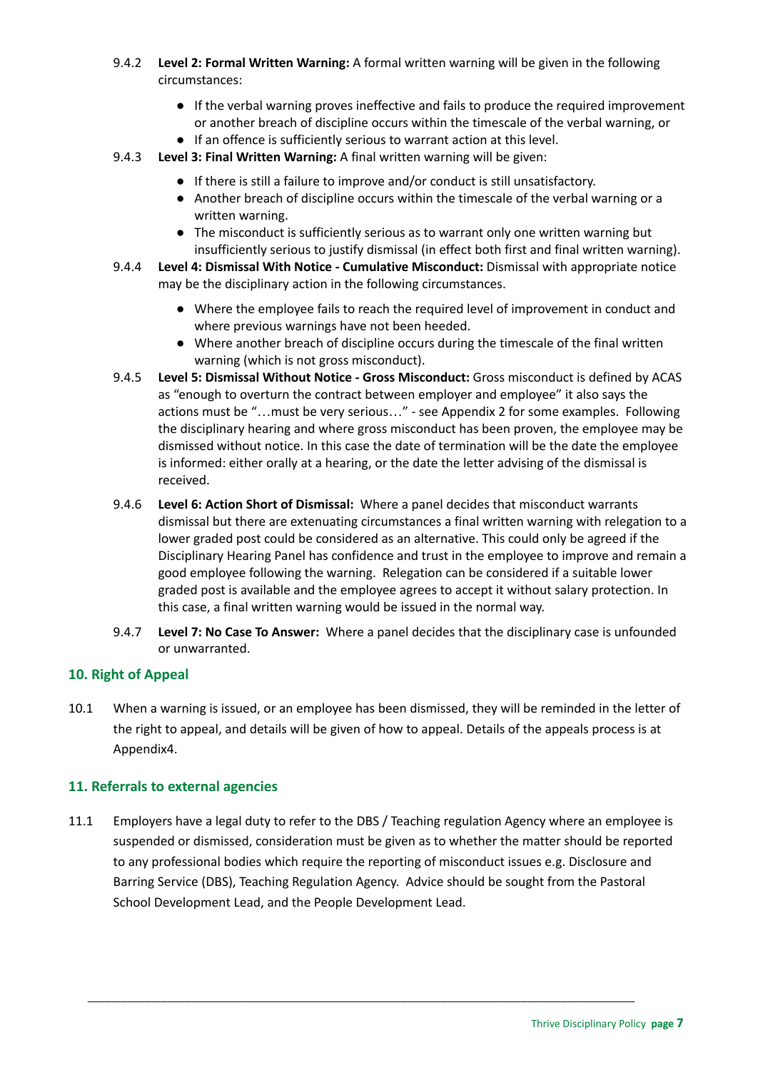9.4.2 **Level 2: Formal Written Warning:** A formal written warning will be given in the following circumstances:

- If the verbal warning proves ineffective and fails to produce the required improvement or another breach of discipline occurs within the timescale of the verbal warning, or
- If an offence is sufficiently serious to warrant action at this level.

9.4.3 **Level 3: Final Written Warning:** A final written warning will be given:

- If there is still a failure to improve and/or conduct is still unsatisfactory.
- Another breach of discipline occurs within the timescale of the verbal warning or a written warning.
- The misconduct is sufficiently serious as to warrant only one written warning but insufficiently serious to justify dismissal (in effect both first and final written warning).

9.4.4 **Level 4: Dismissal With Notice - Cumulative Misconduct:** Dismissal with appropriate notice may be the disciplinary action in the following circumstances.

- Where the employee fails to reach the required level of improvement in conduct and where previous warnings have not been heeded.
- Where another breach of discipline occurs during the timescale of the final written warning (which is not gross misconduct).

9.4.5 **Level 5: Dismissal Without Notice - Gross Misconduct:** Gross misconduct is defined by ACAS as "enough to overturn the contract between employer and employee" it also says the actions must be "…must be very serious…" - see Appendix 2 for some examples. Following the disciplinary hearing and where gross misconduct has been proven, the employee may be dismissed without notice. In this case the date of termination will be the date the employee is informed: either orally at a hearing, or the date the letter advising of the dismissal is received.

9.4.6 **Level 6: Action Short of Dismissal:** Where a panel decides that misconduct warrants dismissal but there are extenuating circumstances a final written warning with relegation to a lower graded post could be considered as an alternative. This could only be agreed if the Disciplinary Hearing Panel has confidence and trust in the employee to improve and remain a good employee following the warning. Relegation can be considered if a suitable lower graded post is available and the employee agrees to accept it without salary protection. In this case, a final written warning would be issued in the normal way.

9.4.7 **Level 7: No Case To Answer:** Where a panel decides that the disciplinary case is unfounded or unwarranted.

## 10. Right of Appeal

10.1 When a warning is issued, or an employee has been dismissed, they will be reminded in the letter of the right to appeal, and details will be given of how to appeal. Details of the appeals process is at Appendix4.

## 11. Referrals to external agencies

11.1 Employers have a legal duty to refer to the DBS / Teaching regulation Agency where an employee is suspended or dismissed, consideration must be given as to whether the matter should be reported to any professional bodies which require the reporting of misconduct issues e.g. Disclosure and Barring Service (DBS), Teaching Regulation Agency. Advice should be sought from the Pastoral School Development Lead, and the People Development Lead.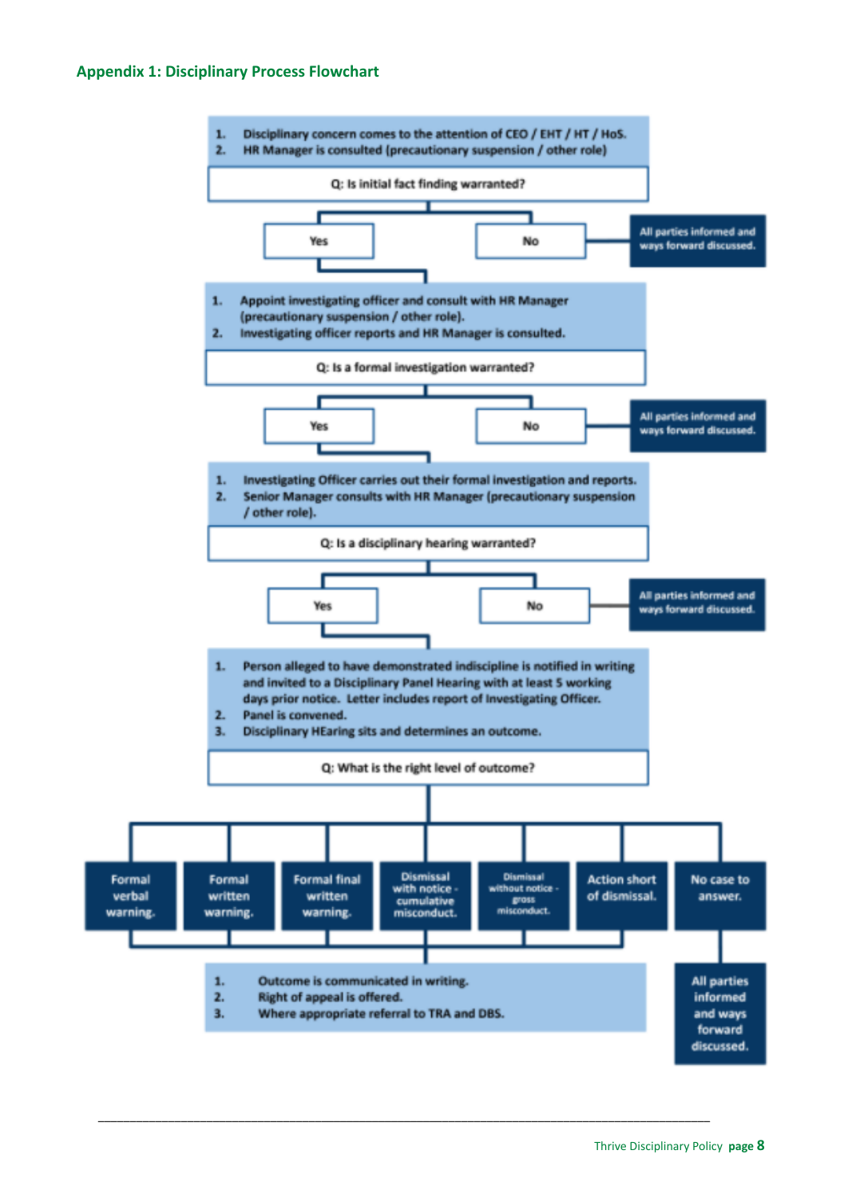### Appendix 1: Disciplinary Process Flowchart

1. Disciplinary concern comes to the attention of CEO / EHT / HT / HoS.
2. HR Manager is consulted (precautionary suspension / other role)

**Q: Is initial fact finding warranted?**

- **Yes** → continue below
- **No** → All parties informed and ways forward discussed.

1. Appoint investigating officer and consult with HR Manager (precautionary suspension / other role).
2. Investigating officer reports and HR Manager is consulted.

**Q: Is a formal investigation warranted?**

- **Yes** → continue below
- **No** → All parties informed and ways forward discussed.

1. Investigating Officer carries out their formal investigation and reports.
2. Senior Manager consults with HR Manager (precautionary suspension / other role).

**Q: Is a disciplinary hearing warranted?**

- **Yes** → continue below
- **No** → All parties informed and ways forward discussed.

1. Person alleged to have demonstrated indiscipline is notified in writing and invited to a Disciplinary Panel Hearing with at least 5 working days prior notice. Letter includes report of Investigating Officer.
2. Panel is convened.
3. Disciplinary HEaring sits and determines an outcome.

**Q: What is the right level of outcome?**

- Formal verbal warning.
- Formal written warning.
- Formal final written warning.
- Dismissal with notice - cumulative misconduct.
- Dismissal without notice - gross misconduct.
- Action short of dismissal.
- No case to answer. → All parties informed and ways forward discussed.

For all outcomes other than "No case to answer":

1. Outcome is communicated in writing.
2. Right of appeal is offered.
3. Where appropriate referral to TRA and DBS.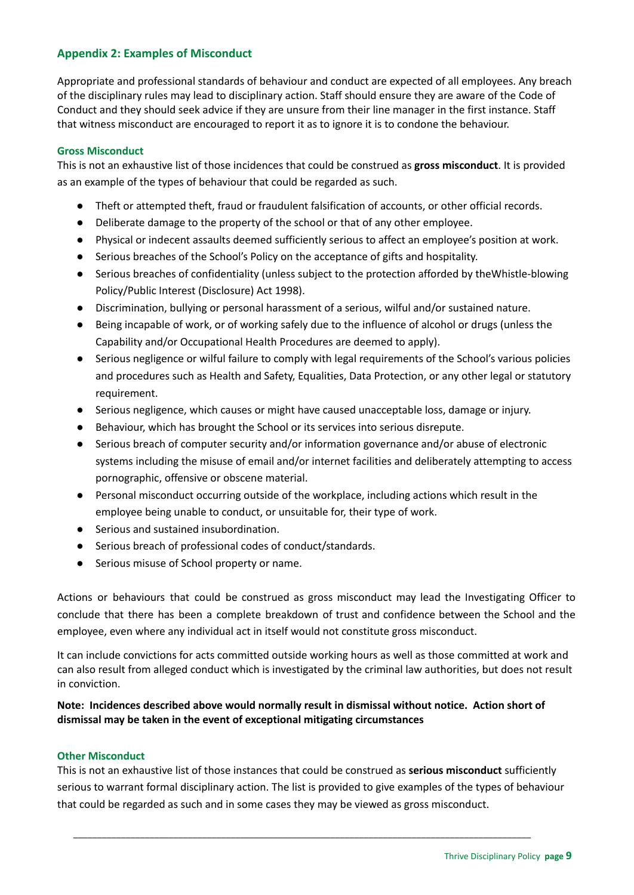## Appendix 2: Examples of Misconduct

Appropriate and professional standards of behaviour and conduct are expected of all employees. Any breach of the disciplinary rules may lead to disciplinary action. Staff should ensure they are aware of the Code of Conduct and they should seek advice if they are unsure from their line manager in the first instance. Staff that witness misconduct are encouraged to report it as to ignore it is to condone the behaviour.

### Gross Misconduct

This is not an exhaustive list of those incidences that could be construed as **gross misconduct**. It is provided as an example of the types of behaviour that could be regarded as such.

- Theft or attempted theft, fraud or fraudulent falsification of accounts, or other official records.
- Deliberate damage to the property of the school or that of any other employee.
- Physical or indecent assaults deemed sufficiently serious to affect an employee's position at work.
- Serious breaches of the School's Policy on the acceptance of gifts and hospitality.
- Serious breaches of confidentiality (unless subject to the protection afforded by theWhistle-blowing Policy/Public Interest (Disclosure) Act 1998).
- Discrimination, bullying or personal harassment of a serious, wilful and/or sustained nature.
- Being incapable of work, or of working safely due to the influence of alcohol or drugs (unless the Capability and/or Occupational Health Procedures are deemed to apply).
- Serious negligence or wilful failure to comply with legal requirements of the School's various policies and procedures such as Health and Safety, Equalities, Data Protection, or any other legal or statutory requirement.
- Serious negligence, which causes or might have caused unacceptable loss, damage or injury.
- Behaviour, which has brought the School or its services into serious disrepute.
- Serious breach of computer security and/or information governance and/or abuse of electronic systems including the misuse of email and/or internet facilities and deliberately attempting to access pornographic, offensive or obscene material.
- Personal misconduct occurring outside of the workplace, including actions which result in the employee being unable to conduct, or unsuitable for, their type of work.
- Serious and sustained insubordination.
- Serious breach of professional codes of conduct/standards.
- Serious misuse of School property or name.

Actions or behaviours that could be construed as gross misconduct may lead the Investigating Officer to conclude that there has been a complete breakdown of trust and confidence between the School and the employee, even where any individual act in itself would not constitute gross misconduct.

It can include convictions for acts committed outside working hours as well as those committed at work and can also result from alleged conduct which is investigated by the criminal law authorities, but does not result in conviction.

**Note: Incidences described above would normally result in dismissal without notice. Action short of dismissal may be taken in the event of exceptional mitigating circumstances**

### Other Misconduct

This is not an exhaustive list of those instances that could be construed as **serious misconduct** sufficiently serious to warrant formal disciplinary action. The list is provided to give examples of the types of behaviour that could be regarded as such and in some cases they may be viewed as gross misconduct.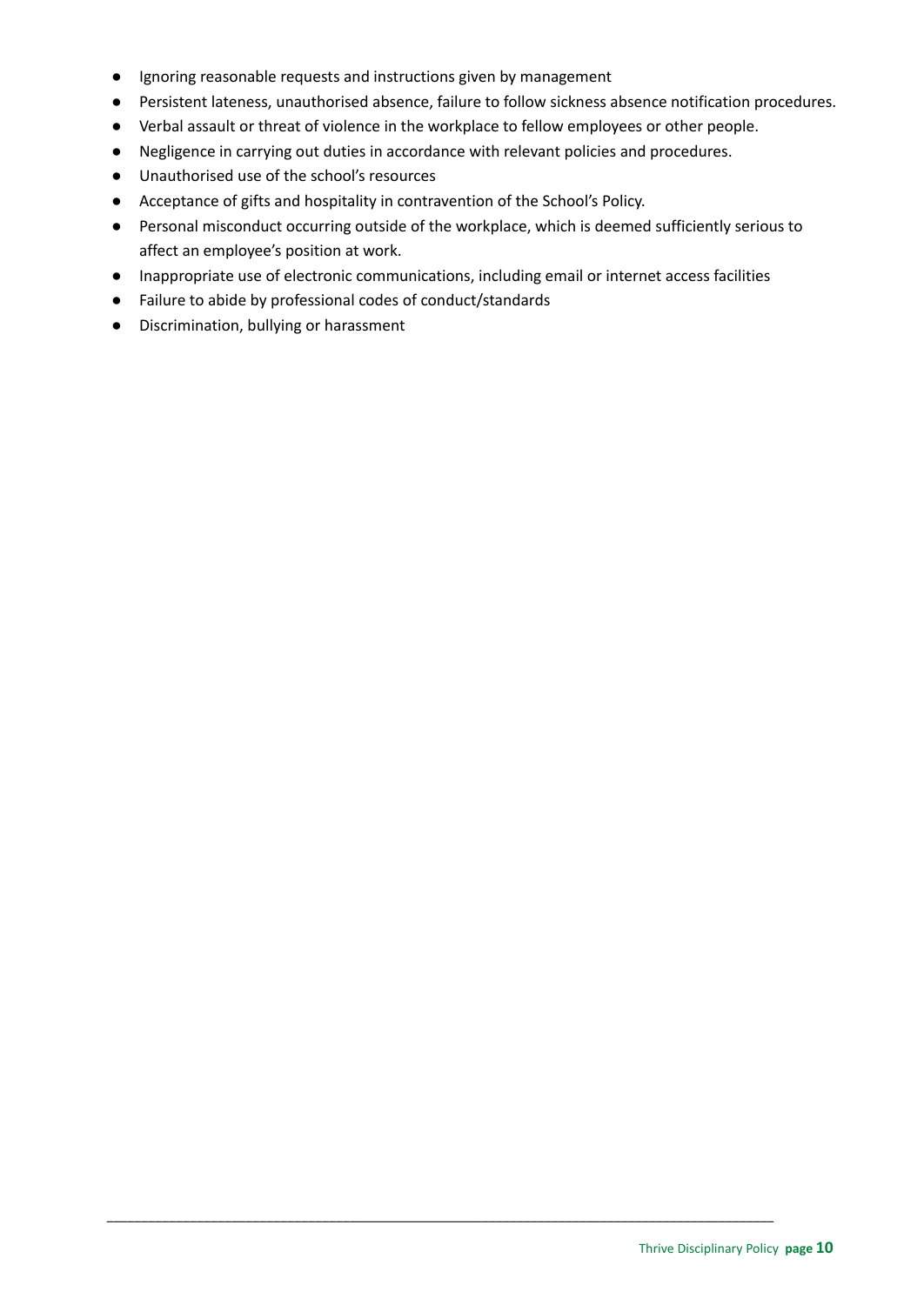- Ignoring reasonable requests and instructions given by management
- Persistent lateness, unauthorised absence, failure to follow sickness absence notification procedures.
- Verbal assault or threat of violence in the workplace to fellow employees or other people.
- Negligence in carrying out duties in accordance with relevant policies and procedures.
- Unauthorised use of the school's resources
- Acceptance of gifts and hospitality in contravention of the School's Policy.
- Personal misconduct occurring outside of the workplace, which is deemed sufficiently serious to affect an employee's position at work.
- Inappropriate use of electronic communications, including email or internet access facilities
- Failure to abide by professional codes of conduct/standards
- Discrimination, bullying or harassment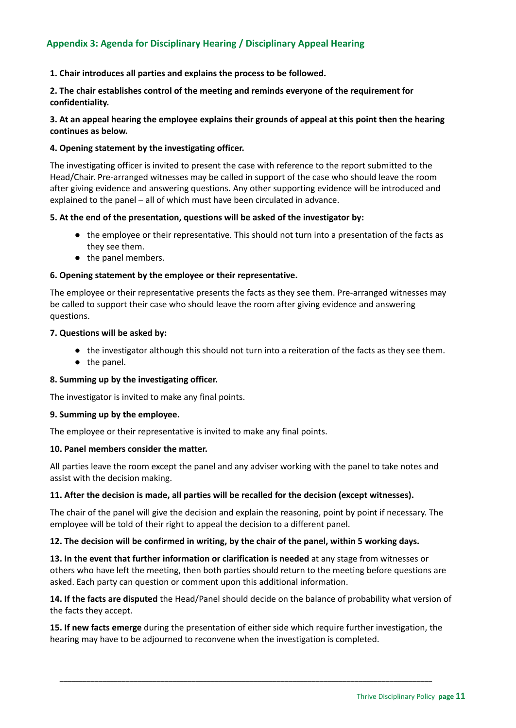## Appendix 3: Agenda for Disciplinary Hearing / Disciplinary Appeal Hearing

**1. Chair introduces all parties and explains the process to be followed.**

**2. The chair establishes control of the meeting and reminds everyone of the requirement for confidentiality.**

**3. At an appeal hearing the employee explains their grounds of appeal at this point then the hearing continues as below.**

**4. Opening statement by the investigating officer.**

The investigating officer is invited to present the case with reference to the report submitted to the Head/Chair. Pre-arranged witnesses may be called in support of the case who should leave the room after giving evidence and answering questions. Any other supporting evidence will be introduced and explained to the panel – all of which must have been circulated in advance.

**5. At the end of the presentation, questions will be asked of the investigator by:**

- the employee or their representative. This should not turn into a presentation of the facts as they see them.
- the panel members.

**6. Opening statement by the employee or their representative.**

The employee or their representative presents the facts as they see them. Pre-arranged witnesses may be called to support their case who should leave the room after giving evidence and answering questions.

**7. Questions will be asked by:**

- the investigator although this should not turn into a reiteration of the facts as they see them.
- the panel.

**8. Summing up by the investigating officer.**

The investigator is invited to make any final points.

**9. Summing up by the employee.**

The employee or their representative is invited to make any final points.

**10. Panel members consider the matter.**

All parties leave the room except the panel and any adviser working with the panel to take notes and assist with the decision making.

**11. After the decision is made, all parties will be recalled for the decision (except witnesses).**

The chair of the panel will give the decision and explain the reasoning, point by point if necessary. The employee will be told of their right to appeal the decision to a different panel.

**12. The decision will be confirmed in writing, by the chair of the panel, within 5 working days.**

**13. In the event that further information or clarification is needed** at any stage from witnesses or others who have left the meeting, then both parties should return to the meeting before questions are asked. Each party can question or comment upon this additional information.

**14. If the facts are disputed** the Head/Panel should decide on the balance of probability what version of the facts they accept.

**15. If new facts emerge** during the presentation of either side which require further investigation, the hearing may have to be adjourned to reconvene when the investigation is completed.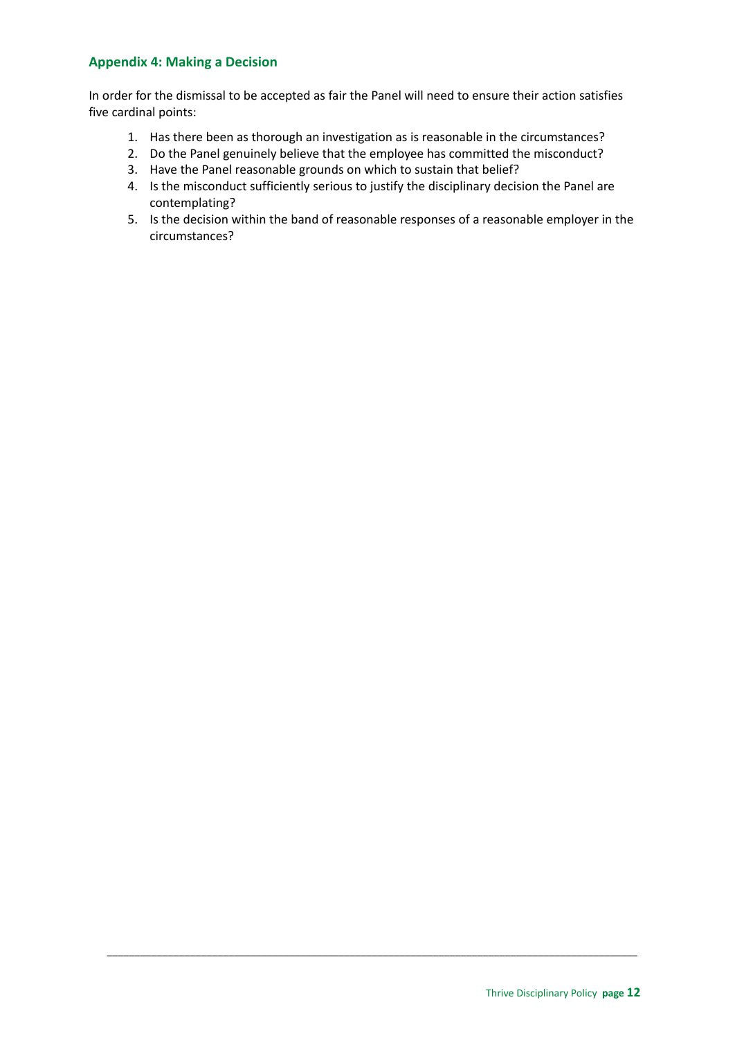## Appendix 4: Making a Decision

In order for the dismissal to be accepted as fair the Panel will need to ensure their action satisfies five cardinal points:

1. Has there been as thorough an investigation as is reasonable in the circumstances?
2. Do the Panel genuinely believe that the employee has committed the misconduct?
3. Have the Panel reasonable grounds on which to sustain that belief?
4. Is the misconduct sufficiently serious to justify the disciplinary decision the Panel are contemplating?
5. Is the decision within the band of reasonable responses of a reasonable employer in the circumstances?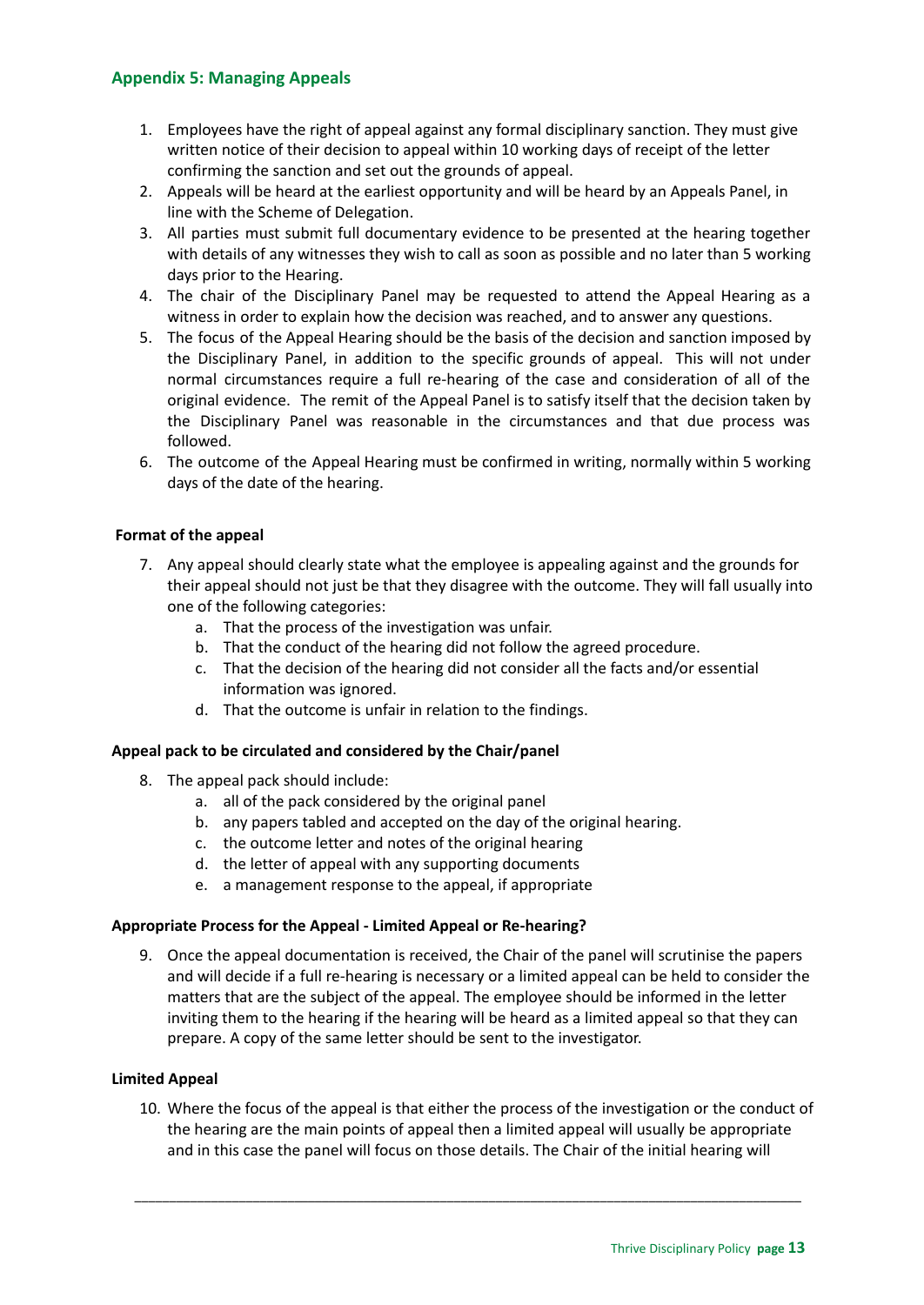## Appendix 5: Managing Appeals

1. Employees have the right of appeal against any formal disciplinary sanction. They must give written notice of their decision to appeal within 10 working days of receipt of the letter confirming the sanction and set out the grounds of appeal.
2. Appeals will be heard at the earliest opportunity and will be heard by an Appeals Panel, in line with the Scheme of Delegation.
3. All parties must submit full documentary evidence to be presented at the hearing together with details of any witnesses they wish to call as soon as possible and no later than 5 working days prior to the Hearing.
4. The chair of the Disciplinary Panel may be requested to attend the Appeal Hearing as a witness in order to explain how the decision was reached, and to answer any questions.
5. The focus of the Appeal Hearing should be the basis of the decision and sanction imposed by the Disciplinary Panel, in addition to the specific grounds of appeal. This will not under normal circumstances require a full re-hearing of the case and consideration of all of the original evidence. The remit of the Appeal Panel is to satisfy itself that the decision taken by the Disciplinary Panel was reasonable in the circumstances and that due process was followed.
6. The outcome of the Appeal Hearing must be confirmed in writing, normally within 5 working days of the date of the hearing.

**Format of the appeal**

7. Any appeal should clearly state what the employee is appealing against and the grounds for their appeal should not just be that they disagree with the outcome. They will fall usually into one of the following categories:
   a. That the process of the investigation was unfair.
   b. That the conduct of the hearing did not follow the agreed procedure.
   c. That the decision of the hearing did not consider all the facts and/or essential information was ignored.
   d. That the outcome is unfair in relation to the findings.

**Appeal pack to be circulated and considered by the Chair/panel**

8. The appeal pack should include:
   a. all of the pack considered by the original panel
   b. any papers tabled and accepted on the day of the original hearing.
   c. the outcome letter and notes of the original hearing
   d. the letter of appeal with any supporting documents
   e. a management response to the appeal, if appropriate

**Appropriate Process for the Appeal - Limited Appeal or Re-hearing?**

9. Once the appeal documentation is received, the Chair of the panel will scrutinise the papers and will decide if a full re-hearing is necessary or a limited appeal can be held to consider the matters that are the subject of the appeal. The employee should be informed in the letter inviting them to the hearing if the hearing will be heard as a limited appeal so that they can prepare. A copy of the same letter should be sent to the investigator.

**Limited Appeal**

10. Where the focus of the appeal is that either the process of the investigation or the conduct of the hearing are the main points of appeal then a limited appeal will usually be appropriate and in this case the panel will focus on those details. The Chair of the initial hearing will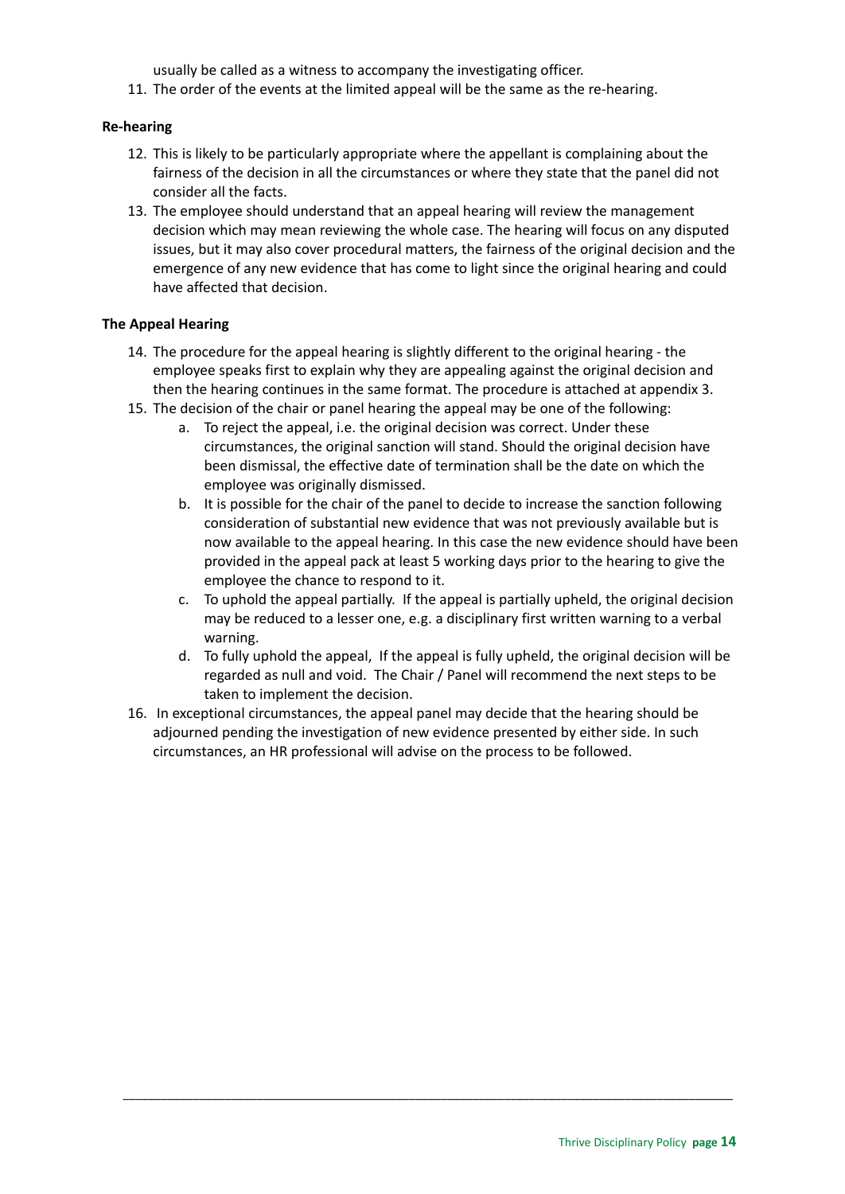usually be called as a witness to accompany the investigating officer.

11. The order of the events at the limited appeal will be the same as the re-hearing.

**Re-hearing**

12. This is likely to be particularly appropriate where the appellant is complaining about the fairness of the decision in all the circumstances or where they state that the panel did not consider all the facts.
13. The employee should understand that an appeal hearing will review the management decision which may mean reviewing the whole case. The hearing will focus on any disputed issues, but it may also cover procedural matters, the fairness of the original decision and the emergence of any new evidence that has come to light since the original hearing and could have affected that decision.

**The Appeal Hearing**

14. The procedure for the appeal hearing is slightly different to the original hearing - the employee speaks first to explain why they are appealing against the original decision and then the hearing continues in the same format. The procedure is attached at appendix 3.
15. The decision of the chair or panel hearing the appeal may be one of the following:
    a. To reject the appeal, i.e. the original decision was correct. Under these circumstances, the original sanction will stand. Should the original decision have been dismissal, the effective date of termination shall be the date on which the employee was originally dismissed.
    b. It is possible for the chair of the panel to decide to increase the sanction following consideration of substantial new evidence that was not previously available but is now available to the appeal hearing. In this case the new evidence should have been provided in the appeal pack at least 5 working days prior to the hearing to give the employee the chance to respond to it.
    c. To uphold the appeal partially. If the appeal is partially upheld, the original decision may be reduced to a lesser one, e.g. a disciplinary first written warning to a verbal warning.
    d. To fully uphold the appeal, If the appeal is fully upheld, the original decision will be regarded as null and void. The Chair / Panel will recommend the next steps to be taken to implement the decision.
16. In exceptional circumstances, the appeal panel may decide that the hearing should be adjourned pending the investigation of new evidence presented by either side. In such circumstances, an HR professional will advise on the process to be followed.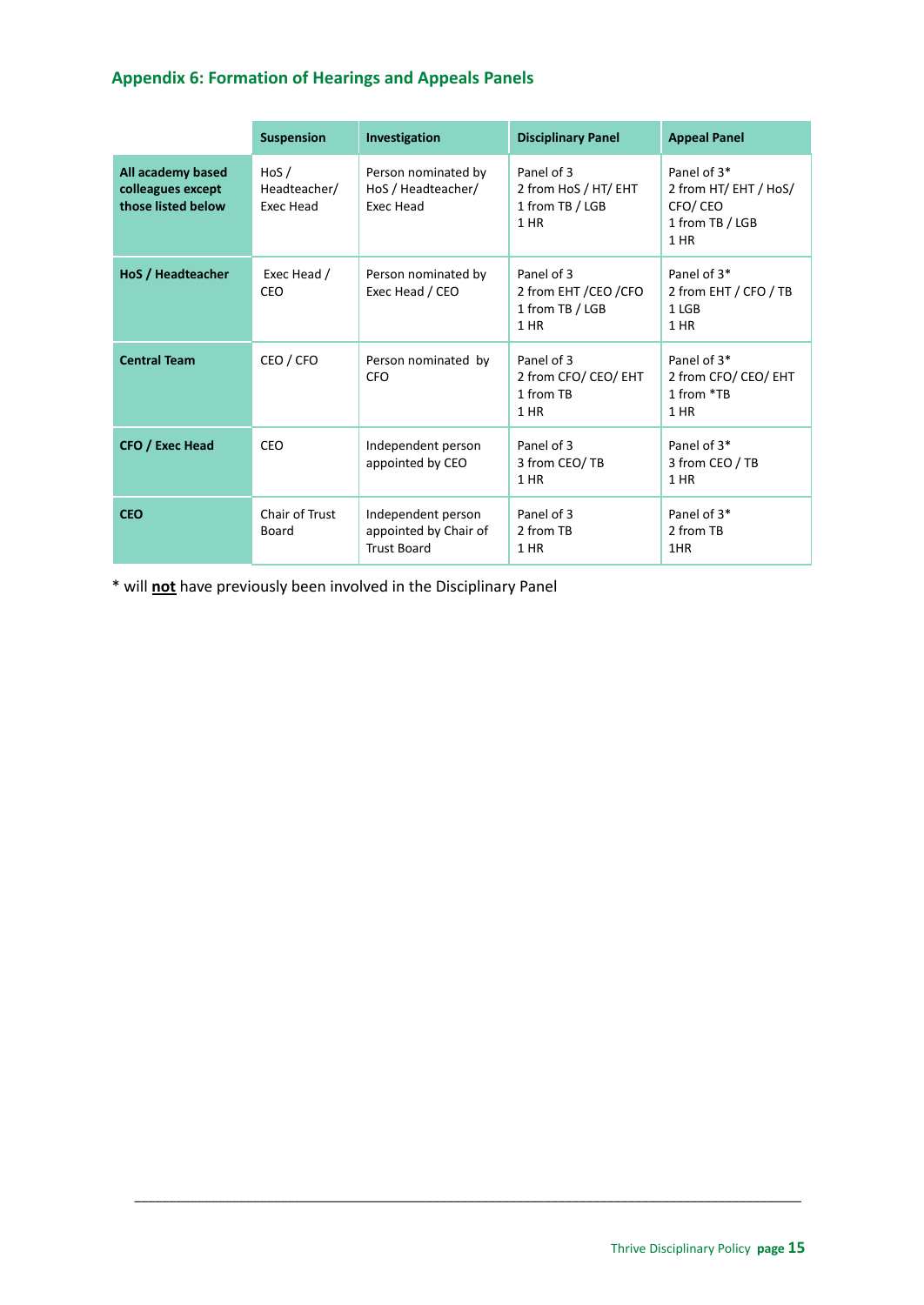## Appendix 6: Formation of Hearings and Appeals Panels

| | Suspension | Investigation | Disciplinary Panel | Appeal Panel |
|---|---|---|---|---|
| **All academy based colleagues except those listed below** | HoS / Headteacher/ Exec Head | Person nominated by HoS / Headteacher/ Exec Head | Panel of 3<br>2 from HoS / HT/ EHT<br>1 from TB / LGB<br>1 HR | Panel of 3*<br>2 from HT/ EHT / HoS/ CFO/ CEO<br>1 from TB / LGB<br>1 HR |
| **HoS / Headteacher** | Exec Head / CEO | Person nominated by Exec Head / CEO | Panel of 3<br>2 from EHT /CEO /CFO<br>1 from TB / LGB<br>1 HR | Panel of 3*<br>2 from EHT / CFO / TB<br>1 LGB<br>1 HR |
| **Central Team** | CEO / CFO | Person nominated by CFO | Panel of 3<br>2 from CFO/ CEO/ EHT<br>1 from TB<br>1 HR | Panel of 3*<br>2 from CFO/ CEO/ EHT<br>1 from *TB<br>1 HR |
| **CFO / Exec Head** | CEO | Independent person appointed by CEO | Panel of 3<br>3 from CEO/ TB<br>1 HR | Panel of 3*<br>3 from CEO / TB<br>1 HR |
| **CEO** | Chair of Trust Board | Independent person appointed by Chair of Trust Board | Panel of 3<br>2 from TB<br>1 HR | Panel of 3*<br>2 from TB<br>1HR |

* will **not** have previously been involved in the Disciplinary Panel